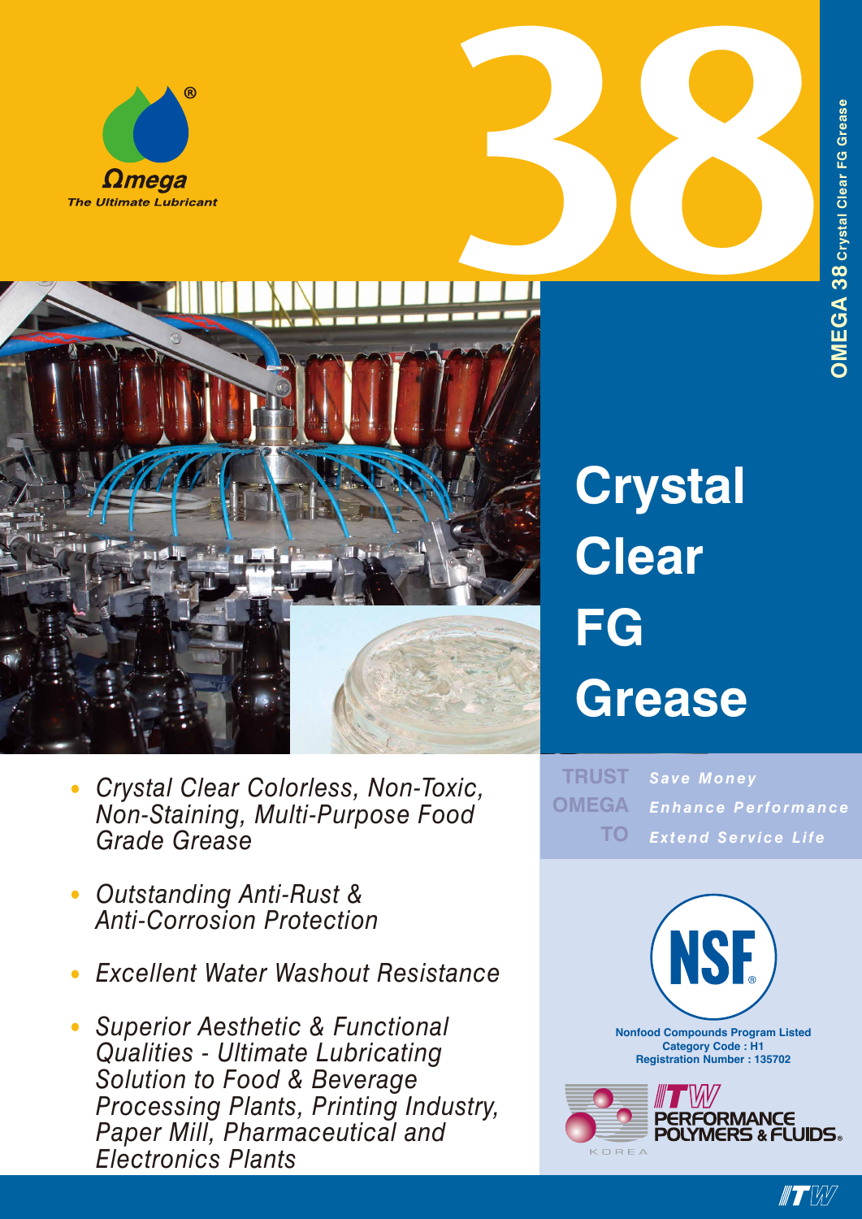Ωmega®

*The Ultimate Lubricant*

# 38

OMEGA 38 Crystal Clear FG Grease

# Crystal Clear FG Grease

- *Crystal Clear Colorless, Non-Toxic, Non-Staining, Multi-Purpose Food Grade Grease*
- *Outstanding Anti-Rust & Anti-Corrosion Protection*
- *Excellent Water Washout Resistance*
- *Superior Aesthetic & Functional Qualities - Ultimate Lubricating Solution to Food & Beverage Processing Plants, Printing Industry, Paper Mill, Pharmaceutical and Electronics Plants*

TRUST OMEGA TO

*Save Money*
*Enhance Performance*
*Extend Service Life*

NSF®

Nonfood Compounds Program Listed
Category Code : H1
Registration Number : 135702

ITW PERFORMANCE POLYMERS & FLUIDS®
KOREA

ITW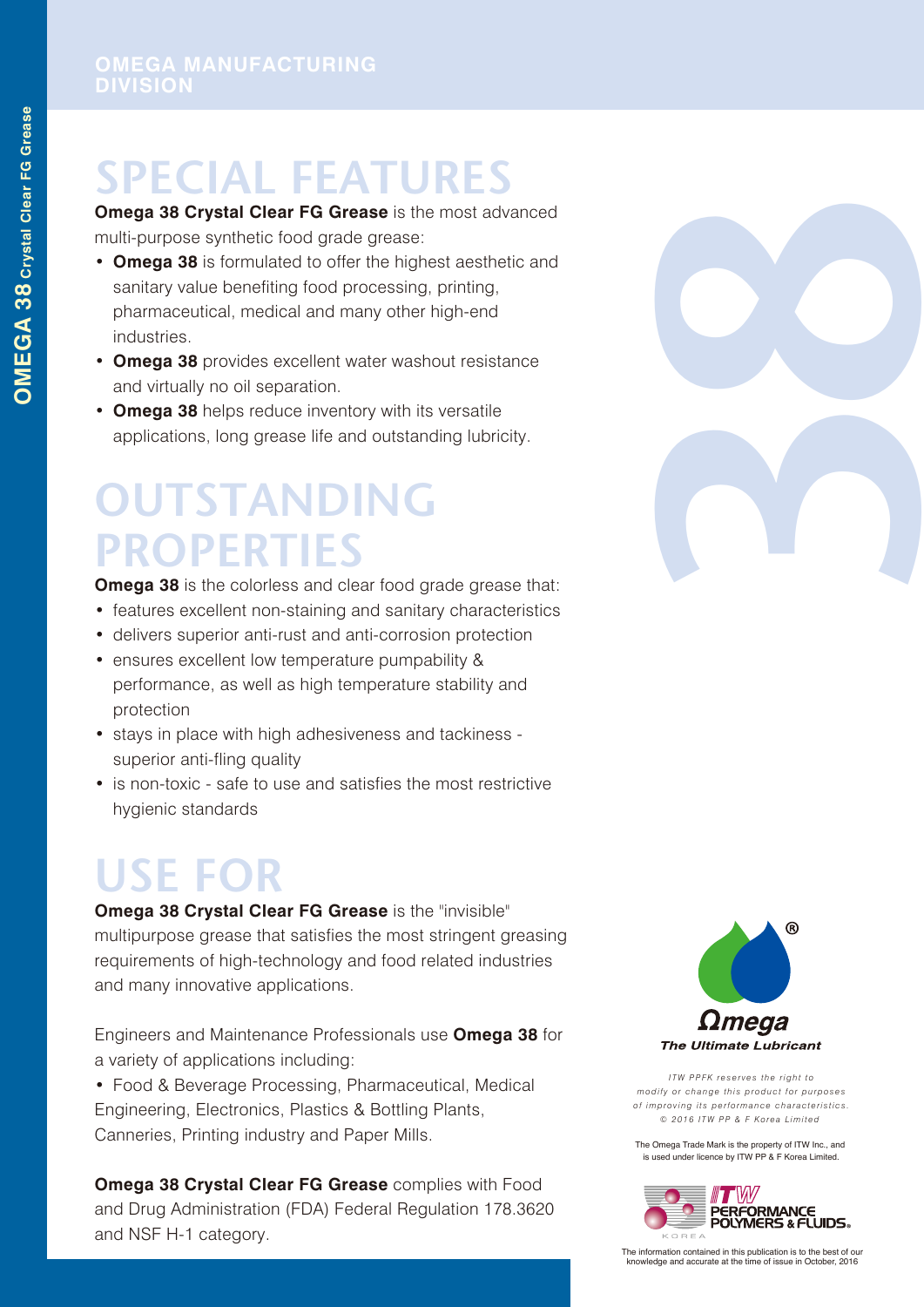OMEGA MANUFACTURING DIVISION

# SPECIAL FEATURES

**Omega 38 Crystal Clear FG Grease** is the most advanced multi-purpose synthetic food grade grease:

- **Omega 38** is formulated to offer the highest aesthetic and sanitary value benefiting food processing, printing, pharmaceutical, medical and many other high-end industries.
- **Omega 38** provides excellent water washout resistance and virtually no oil separation.
- **Omega 38** helps reduce inventory with its versatile applications, long grease life and outstanding lubricity.

# OUTSTANDING PROPERTIES

**Omega 38** is the colorless and clear food grade grease that:

- features excellent non-staining and sanitary characteristics
- delivers superior anti-rust and anti-corrosion protection
- ensures excellent low temperature pumpability & performance, as well as high temperature stability and protection
- stays in place with high adhesiveness and tackiness - superior anti-fling quality
- is non-toxic - safe to use and satisfies the most restrictive hygienic standards

# USE FOR

**Omega 38 Crystal Clear FG Grease** is the "invisible" multipurpose grease that satisfies the most stringent greasing requirements of high-technology and food related industries and many innovative applications.

Engineers and Maintenance Professionals use **Omega 38** for a variety of applications including:

- Food & Beverage Processing, Pharmaceutical, Medical Engineering, Electronics, Plastics & Bottling Plants, Canneries, Printing industry and Paper Mills.

**Omega 38 Crystal Clear FG Grease** complies with Food and Drug Administration (FDA) Federal Regulation 178.3620 and NSF H-1 category.

Ωmega®
The Ultimate Lubricant

*ITW PPFK reserves the right to modify or change this product for purposes of improving its performance characteristics. © 2016 ITW PP & F Korea Limited*

The Omega Trade Mark is the property of ITW Inc., and is used under licence by ITW PP & F Korea Limited.

ITW PERFORMANCE POLYMERS & FLUIDS. KOREA

The information contained in this publication is to the best of our knowledge and accurate at the time of issue in October, 2016